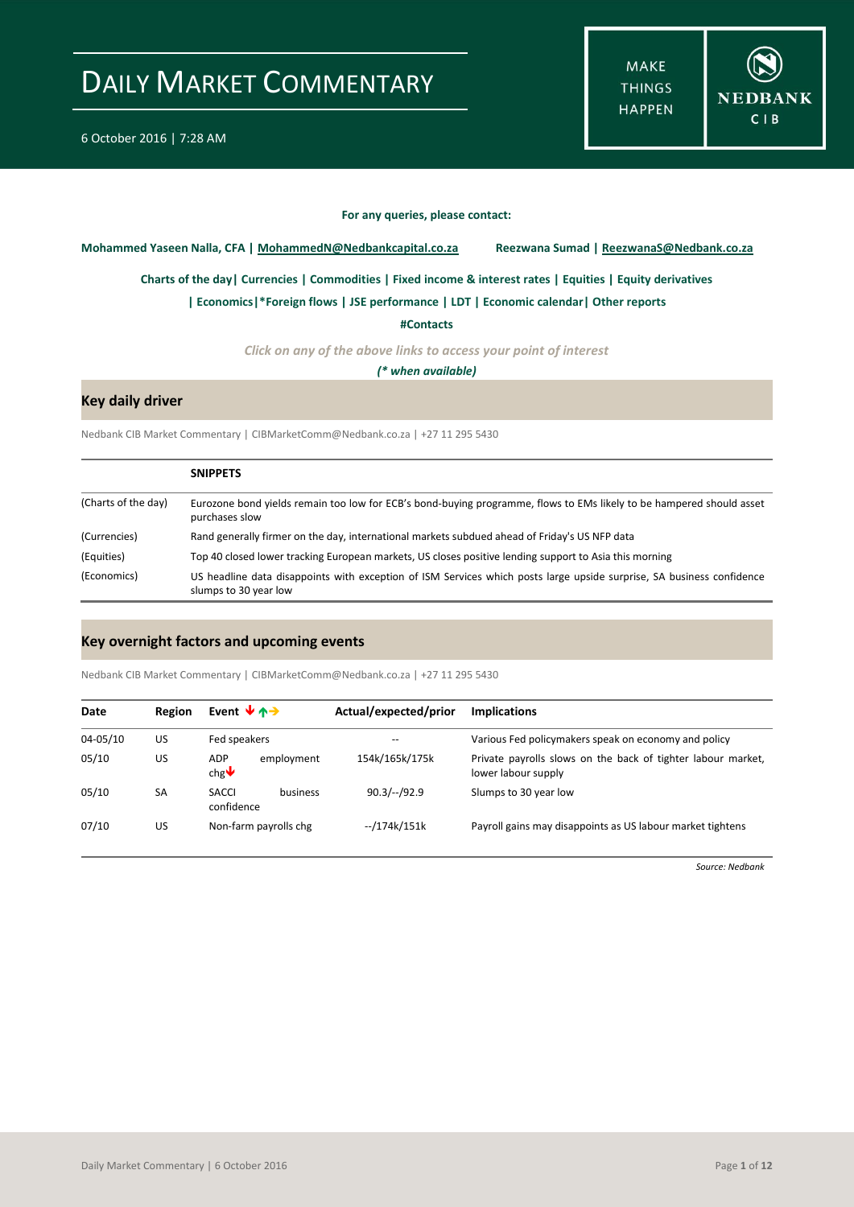# DAILY MARKET COMMENTARY

6 October 2016 | 7:28 AM

MAKE THINGS HAPPEN

NEDBANK CIB

**For any queries, please contact:**

**Mohammed Yaseen Nalla, CFA | MohammedN@Nedbankcapital.co.za** **Reezwana Sumad | ReezwanaS@Nedbank.co.za**

**Charts of the day| Currencies | Commodities | Fixed income & interest rates | Equities | Equity derivatives**

**| Economics|*Foreign flows | JSE performance | LDT | Economic calendar| Other reports**

**#Contacts**

*Click on any of the above links to access your point of interest*

***(* when available)***

## Key daily driver

Nedbank CIB Market Commentary | CIBMarketComm@Nedbank.co.za | +27 11 295 5430

| | SNIPPETS |
|---|---|
| (Charts of the day) | Eurozone bond yields remain too low for ECB's bond-buying programme, flows to EMs likely to be hampered should asset purchases slow |
| (Currencies) | Rand generally firmer on the day, international markets subdued ahead of Friday's US NFP data |
| (Equities) | Top 40 closed lower tracking European markets, US closes positive lending support to Asia this morning |
| (Economics) | US headline data disappoints with exception of ISM Services which posts large upside surprise, SA business confidence slumps to 30 year low |

## Key overnight factors and upcoming events

Nedbank CIB Market Commentary | CIBMarketComm@Nedbank.co.za | +27 11 295 5430

| Date | Region | Event ↓↑→ | Actual/expected/prior | Implications |
|---|---|---|---|---|
| 04-05/10 | US | Fed speakers | -- | Various Fed policymakers speak on economy and policy |
| 05/10 | US | ADP employment chg↓ | 154k/165k/175k | Private payrolls slows on the back of tighter labour market, lower labour supply |
| 05/10 | SA | SACCI business confidence | 90.3/--/92.9 | Slumps to 30 year low |
| 07/10 | US | Non-farm payrolls chg | --/174k/151k | Payroll gains may disappoints as US labour market tightens |

*Source: Nedbank*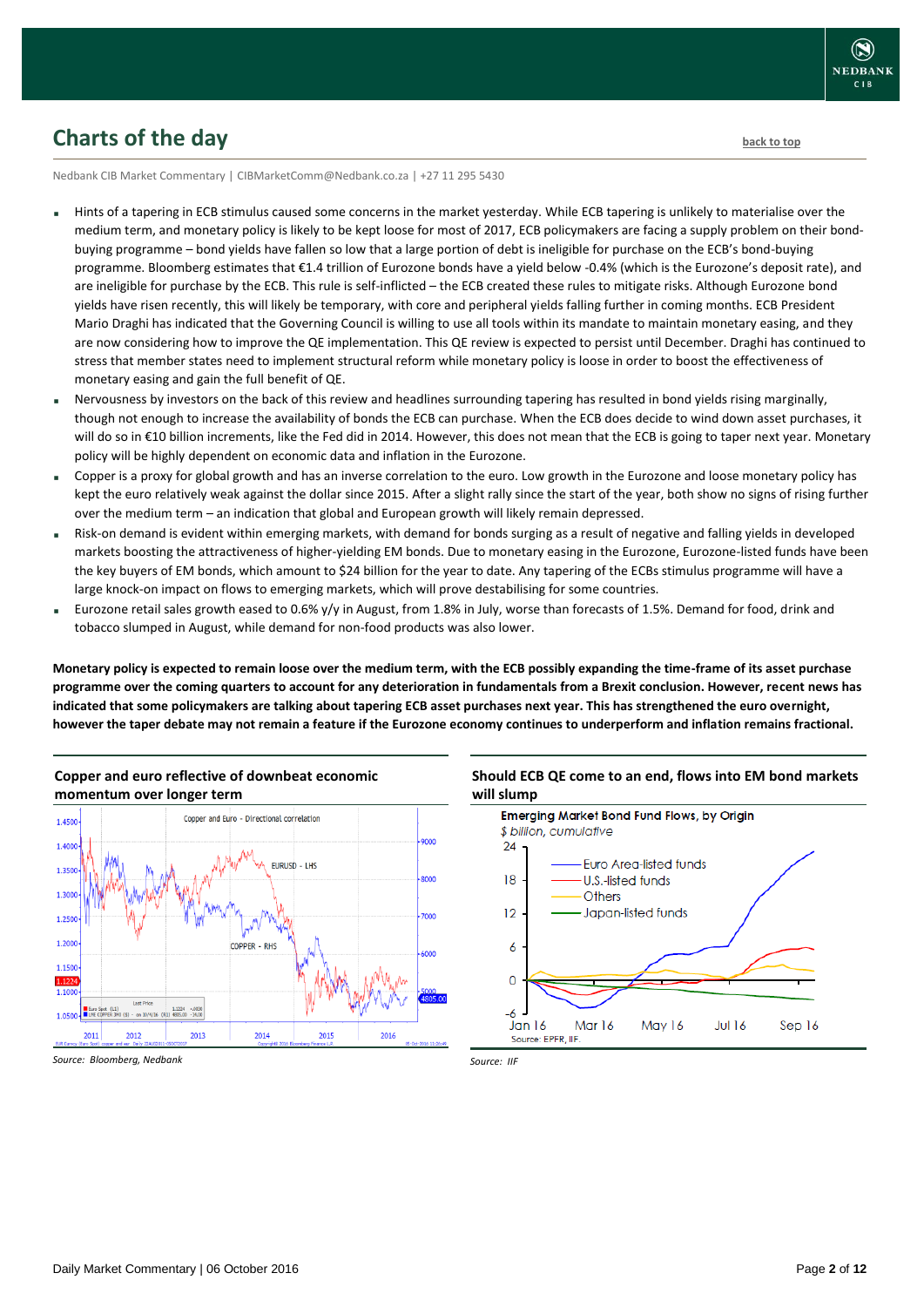## Charts of the day

Nedbank CIB Market Commentary | CIBMarketComm@Nedbank.co.za | +27 11 295 5430

- Hints of a tapering in ECB stimulus caused some concerns in the market yesterday. While ECB tapering is unlikely to materialise over the medium term, and monetary policy is likely to be kept loose for most of 2017, ECB policymakers are facing a supply problem on their bond-buying programme – bond yields have fallen so low that a large portion of debt is ineligible for purchase on the ECB's bond-buying programme. Bloomberg estimates that €1.4 trillion of Eurozone bonds have a yield below -0.4% (which is the Eurozone's deposit rate), and are ineligible for purchase by the ECB. This rule is self-inflicted – the ECB created these rules to mitigate risks. Although Eurozone bond yields have risen recently, this will likely be temporary, with core and peripheral yields falling further in coming months. ECB President Mario Draghi has indicated that the Governing Council is willing to use all tools within its mandate to maintain monetary easing, and they are now considering how to improve the QE implementation. This QE review is expected to persist until December. Draghi has continued to stress that member states need to implement structural reform while monetary policy is loose in order to boost the effectiveness of monetary easing and gain the full benefit of QE.
- Nervousness by investors on the back of this review and headlines surrounding tapering has resulted in bond yields rising marginally, though not enough to increase the availability of bonds the ECB can purchase. When the ECB does decide to wind down asset purchases, it will do so in €10 billion increments, like the Fed did in 2014. However, this does not mean that the ECB is going to taper next year. Monetary policy will be highly dependent on economic data and inflation in the Eurozone.
- Copper is a proxy for global growth and has an inverse correlation to the euro. Low growth in the Eurozone and loose monetary policy has kept the euro relatively weak against the dollar since 2015. After a slight rally since the start of the year, both show no signs of rising further over the medium term – an indication that global and European growth will likely remain depressed.
- Risk-on demand is evident within emerging markets, with demand for bonds surging as a result of negative and falling yields in developed markets boosting the attractiveness of higher-yielding EM bonds. Due to monetary easing in the Eurozone, Eurozone-listed funds have been the key buyers of EM bonds, which amount to $24 billion for the year to date. Any tapering of the ECBs stimulus programme will have a large knock-on impact on flows to emerging markets, which will prove destabilising for some countries.
- Eurozone retail sales growth eased to 0.6% y/y in August, from 1.8% in July, worse than forecasts of 1.5%. Demand for food, drink and tobacco slumped in August, while demand for non-food products was also lower.

**Monetary policy is expected to remain loose over the medium term, with the ECB possibly expanding the time-frame of its asset purchase programme over the coming quarters to account for any deterioration in fundamentals from a Brexit conclusion. However, recent news has indicated that some policymakers are talking about tapering ECB asset purchases next year. This has strengthened the euro overnight, however the taper debate may not remain a feature if the Eurozone economy continues to underperform and inflation remains fractional.**

**Copper and euro reflective of downbeat economic momentum over longer term**

*Source: Bloomberg, Nedbank*

**Should ECB QE come to an end, flows into EM bond markets will slump**

*Source: IIF*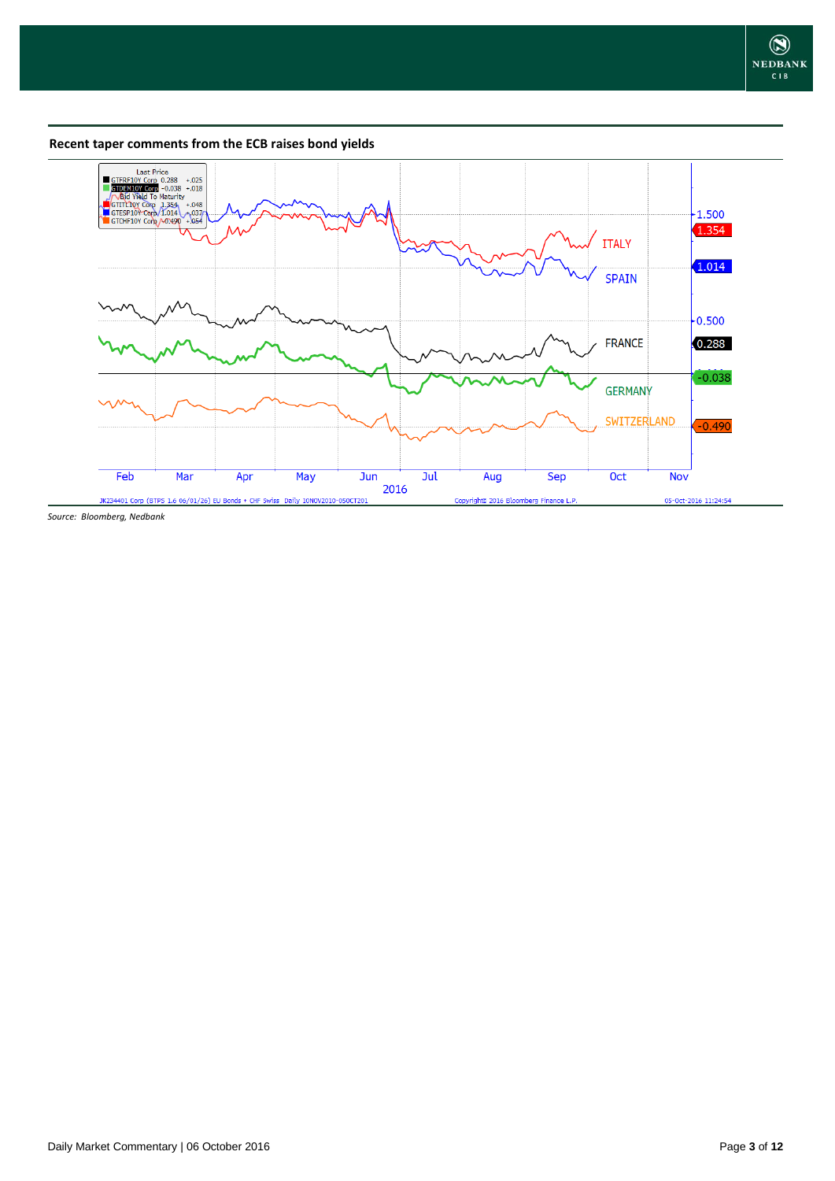**Recent taper comments from the ECB raises bond yields**

*Source: Bloomberg, Nedbank*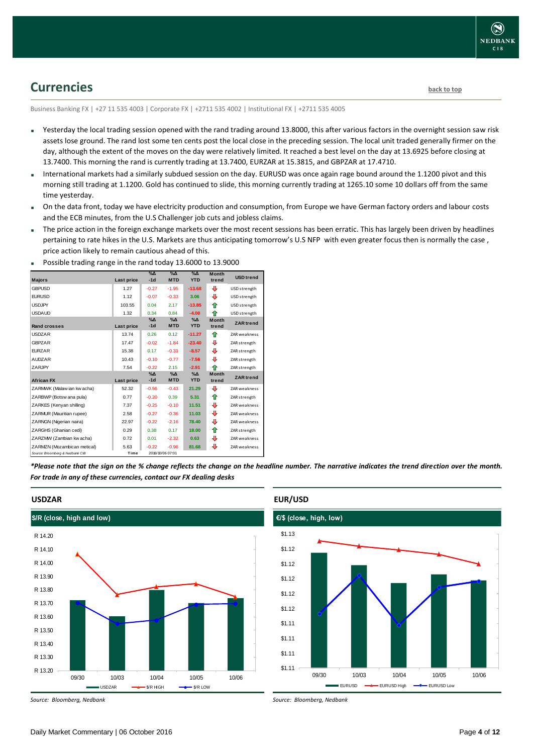## Currencies

back to top

Business Banking FX | +27 11 535 4003 | Corporate FX | +2711 535 4002 | Institutional FX | +2711 535 4005

- Yesterday the local trading session opened with the rand trading around 13.8000, this after various factors in the overnight session saw risk assets lose ground. The rand lost some ten cents post the local close in the preceding session. The local unit traded generally firmer on the day, although the extent of the moves on the day were relatively limited. It reached a best level on the day at 13.6925 before closing at 13.7400. This morning the rand is currently trading at 13.7400, EURZAR at 15.3815, and GBPZAR at 17.4710.
- International markets had a similarly subdued session on the day. EURUSD was once again rage bound around the 1.1200 pivot and this morning still trading at 1.1200. Gold has continued to slide, this morning currently trading at 1265.10 some 10 dollars off from the same time yesterday.
- On the data front, today we have electricity production and consumption, from Europe we have German factory orders and labour costs and the ECB minutes, from the U.S Challenger job cuts and jobless claims.
- The price action in the foreign exchange markets over the most recent sessions has been erratic. This has largely been driven by headlines pertaining to rate hikes in the U.S. Markets are thus anticipating tomorrow's U.S NFP with even greater focus then is normally the case , price action likely to remain cautious ahead of this.
- Possible trading range in the rand today 13.6000 to 13.9000

| Majors | Last price | %Δ -1d | %Δ MTD | %Δ YTD | Month trend | USD trend |
|---|---|---|---|---|---|---|
| GBPUSD | 1.27 | -0.27 | -1.95 | -13.68 | ⇩ | USD strength |
| EURUSD | 1.12 | -0.07 | -0.33 | 3.06 | ⇩ | USD strength |
| USDJPY | 103.55 | 0.04 | 2.17 | -13.85 | ⇧ | USD strength |
| USDAUD | 1.32 | 0.34 | 0.84 | -4.00 | ⇧ | USD strength |
| **Rand crosses** | **Last price** | **%Δ -1d** | **%Δ MTD** | **%Δ YTD** | **Month trend** | **ZAR trend** |
| USDZAR | 13.74 | 0.26 | 0.12 | -11.27 | ⇧ | ZAR weakness |
| GBPZAR | 17.47 | -0.02 | -1.84 | -23.40 | ⇩ | ZAR strength |
| EURZAR | 15.38 | 0.17 | -0.31 | -8.57 | ⇩ | ZAR strength |
| AUDZAR | 10.43 | -0.10 | -0.77 | -7.56 | ⇩ | ZAR strength |
| ZARJPY | 7.54 | -0.22 | 2.15 | -2.91 | ⇧ | ZAR strength |
| **African FX** | **Last price** | **%Δ -1d** | **%Δ MTD** | **%Δ YTD** | **Month trend** | **ZAR trend** |
| ZARMWK (Malawian kwacha) | 52.32 | -0.56 | -0.43 | 21.29 | ⇩ | ZAR weakness |
| ZARBWP (Botswana pula) | 0.77 | -0.20 | 0.39 | 5.31 | ⇧ | ZAR strength |
| ZARKES (Kenyan shilling) | 7.37 | -0.25 | -0.10 | 11.51 | ⇩ | ZAR weakness |
| ZARMUR (Mauritian rupee) | 2.58 | -0.27 | -0.36 | 11.03 | ⇩ | ZAR weakness |
| ZARNGN (Nigerian naira) | 22.97 | -0.22 | -2.16 | 78.40 | ⇩ | ZAR weakness |
| ZARGHS (Ghanian cedi) | 0.29 | 0.38 | 0.17 | 18.00 | ⇧ | ZAR strength |
| ZARZMW (Zambian kwacha) | 0.72 | 0.01 | -2.32 | 0.63 | ⇩ | ZAR weakness |
| ZARMZN (Mozambican metical) | 5.63 | -0.22 | -0.96 | 81.68 | ⇩ | ZAR weakness |
| Source: Bloomberg & Nedbank CIB | Time | 2016/10/06 07:01 | | | | |

*\*Please note that the sign on the % change reflects the change on the headline number. The narrative indicates the trend direction over the month. For trade in any of these currencies, contact our FX dealing desks*

### USDZAR

$/R (close, high and low)

Source: Bloomberg, Nedbank

### EUR/USD

€/$ (close, high, low)

Source: Bloomberg, Nedbank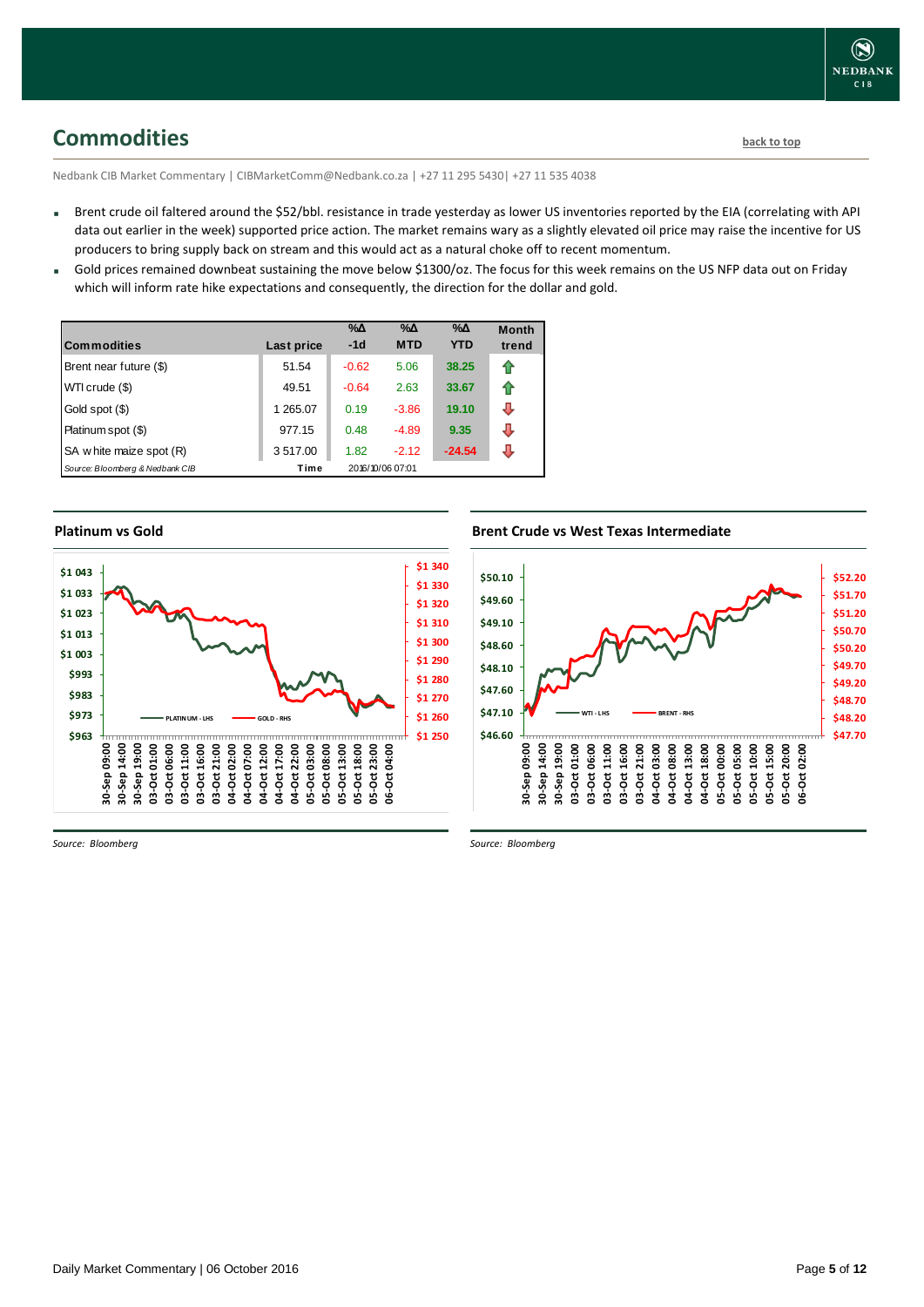## Commodities

back to top

Nedbank CIB Market Commentary | CIBMarketComm@Nedbank.co.za | +27 11 295 5430| +27 11 535 4038

- Brent crude oil faltered around the $52/bbl. resistance in trade yesterday as lower US inventories reported by the EIA (correlating with API data out earlier in the week) supported price action. The market remains wary as a slightly elevated oil price may raise the incentive for US producers to bring supply back on stream and this would act as a natural choke off to recent momentum.
- Gold prices remained downbeat sustaining the move below $1300/oz. The focus for this week remains on the US NFP data out on Friday which will inform rate hike expectations and consequently, the direction for the dollar and gold.

| Commodities | Last price | %Δ -1d | %Δ MTD | %Δ YTD | Month trend |
|---|---|---|---|---|---|
| Brent near future ($) | 51.54 | -0.62 | 5.06 | 38.25 | ⇧ |
| WTI crude ($) | 49.51 | -0.64 | 2.63 | 33.67 | ⇧ |
| Gold spot ($) | 1 265.07 | 0.19 | -3.86 | 19.10 | ⇩ |
| Platinum spot ($) | 977.15 | 0.48 | -4.89 | 9.35 | ⇩ |
| SA white maize spot (R) | 3 517.00 | 1.82 | -2.12 | -24.54 | ⇩ |
| *Source: Bloomberg & Nedbank CIB* | Time | 2016/10/06 07:01 | | | |

### Platinum vs Gold

*Source: Bloomberg*

### Brent Crude vs West Texas Intermediate

*Source: Bloomberg*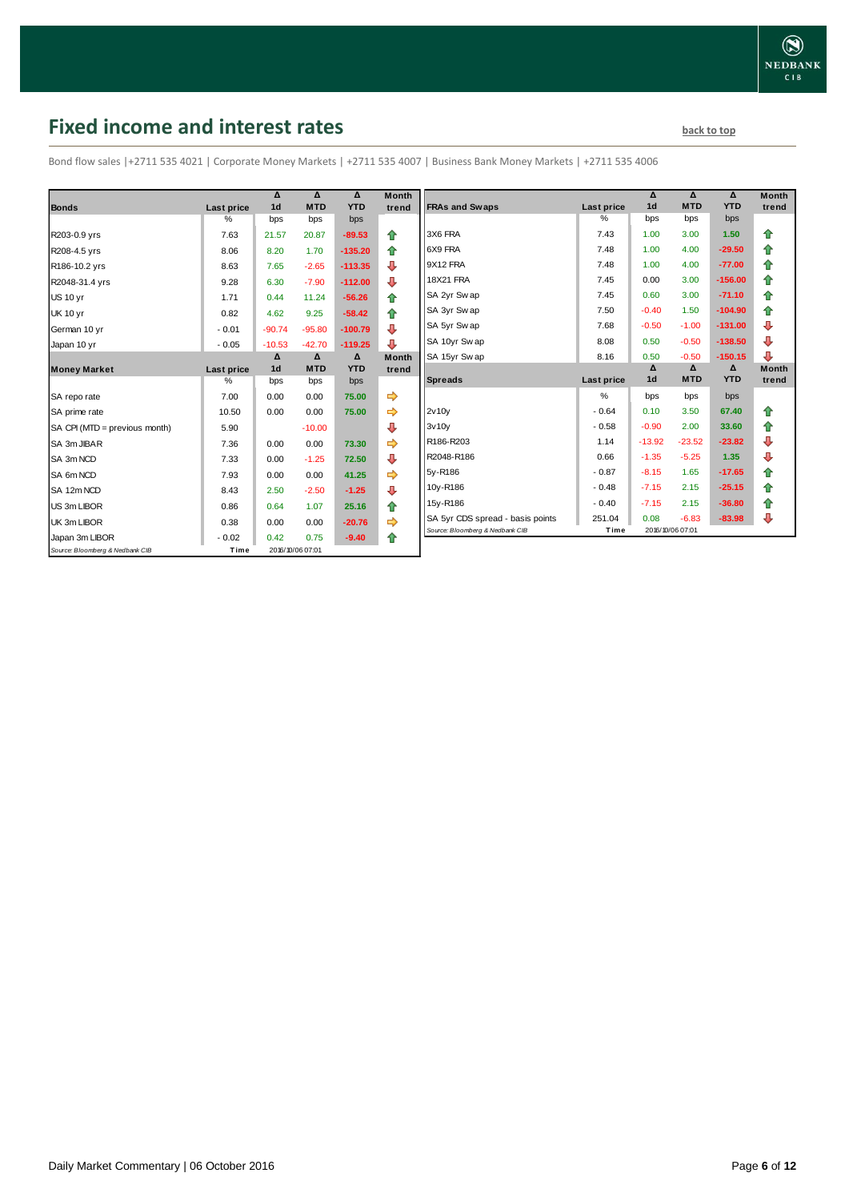## Fixed income and interest rates

back to top

Bond flow sales |+2711 535 4021 | Corporate Money Markets | +2711 535 4007 | Business Bank Money Markets | +2711 535 4006

| Bonds | Last price | Δ 1d | Δ MTD | Δ YTD | Month trend |
|---|---|---|---|---|---|
| | % | bps | bps | bps | |
| R203-0.9 yrs | 7.63 | 21.57 | 20.87 | -89.53 | ⇧ |
| R208-4.5 yrs | 8.06 | 8.20 | 1.70 | -135.20 | ⇧ |
| R186-10.2 yrs | 8.63 | 7.65 | -2.65 | -113.35 | ⇩ |
| R2048-31.4 yrs | 9.28 | 6.30 | -7.90 | -112.00 | ⇩ |
| US 10 yr | 1.71 | 0.44 | 11.24 | -56.26 | ⇧ |
| UK 10 yr | 0.82 | 4.62 | 9.25 | -58.42 | ⇧ |
| German 10 yr | -0.01 | -90.74 | -95.80 | -100.79 | ⇩ |
| Japan 10 yr | -0.05 | -10.53 | -42.70 | -119.25 | ⇩ |

| Money Market | Last price | Δ 1d | Δ MTD | Δ YTD | Month trend |
|---|---|---|---|---|---|
| | % | bps | bps | bps | |
| SA repo rate | 7.00 | 0.00 | 0.00 | 75.00 | ⇨ |
| SA prime rate | 10.50 | 0.00 | 0.00 | 75.00 | ⇨ |
| SA CPI (MTD = previous month) | 5.90 | | -10.00 | | ⇩ |
| SA 3m JIBAR | 7.36 | 0.00 | 0.00 | 73.30 | ⇨ |
| SA 3m NCD | 7.33 | 0.00 | -1.25 | 72.50 | ⇩ |
| SA 6m NCD | 7.93 | 0.00 | 0.00 | 41.25 | ⇨ |
| SA 12m NCD | 8.43 | 2.50 | -2.50 | -1.25 | ⇩ |
| US 3m LIBOR | 0.86 | 0.64 | 1.07 | 25.16 | ⇧ |
| UK 3m LIBOR | 0.38 | 0.00 | 0.00 | -20.76 | ⇨ |
| Japan 3m LIBOR | -0.02 | 0.42 | 0.75 | -9.40 | ⇧ |

Source: Bloomberg & Nedbank CIB | Time 2016/10/06 07:01

| FRAs and Swaps | Last price | Δ 1d | Δ MTD | Δ YTD | Month trend |
|---|---|---|---|---|---|
| | % | bps | bps | bps | |
| 3X6 FRA | 7.43 | 1.00 | 3.00 | 1.50 | ⇧ |
| 6X9 FRA | 7.48 | 1.00 | 4.00 | -29.50 | ⇧ |
| 9X12 FRA | 7.48 | 1.00 | 4.00 | -77.00 | ⇧ |
| 18X21 FRA | 7.45 | 0.00 | 3.00 | -156.00 | ⇧ |
| SA 2yr Swap | 7.45 | 0.60 | 3.00 | -71.10 | ⇧ |
| SA 3yr Swap | 7.50 | -0.40 | 1.50 | -104.90 | ⇧ |
| SA 5yr Swap | 7.68 | -0.50 | -1.00 | -131.00 | ⇩ |
| SA 10yr Swap | 8.08 | 0.50 | -0.50 | -138.50 | ⇩ |
| SA 15yr Swap | 8.16 | 0.50 | -0.50 | -150.15 | ⇩ |

| Spreads | Last price | Δ 1d | Δ MTD | Δ YTD | Month trend |
|---|---|---|---|---|---|
| | % | bps | bps | bps | |
| 2v10y | -0.64 | 0.10 | 3.50 | 67.40 | ⇧ |
| 3v10y | -0.58 | -0.90 | 2.00 | 33.60 | ⇧ |
| R186-R203 | 1.14 | -13.92 | -23.52 | -23.82 | ⇩ |
| R2048-R186 | 0.66 | -1.35 | -5.25 | 1.35 | ⇩ |
| 5y-R186 | -0.87 | -8.15 | 1.65 | -17.65 | ⇧ |
| 10y-R186 | -0.48 | -7.15 | 2.15 | -25.15 | ⇧ |
| 15y-R186 | -0.40 | -7.15 | 2.15 | -36.80 | ⇧ |
| SA 5yr CDS spread - basis points | 251.04 | 0.08 | -6.83 | -83.98 | ⇩ |

Source: Bloomberg & Nedbank CIB | Time 2016/10/06 07:01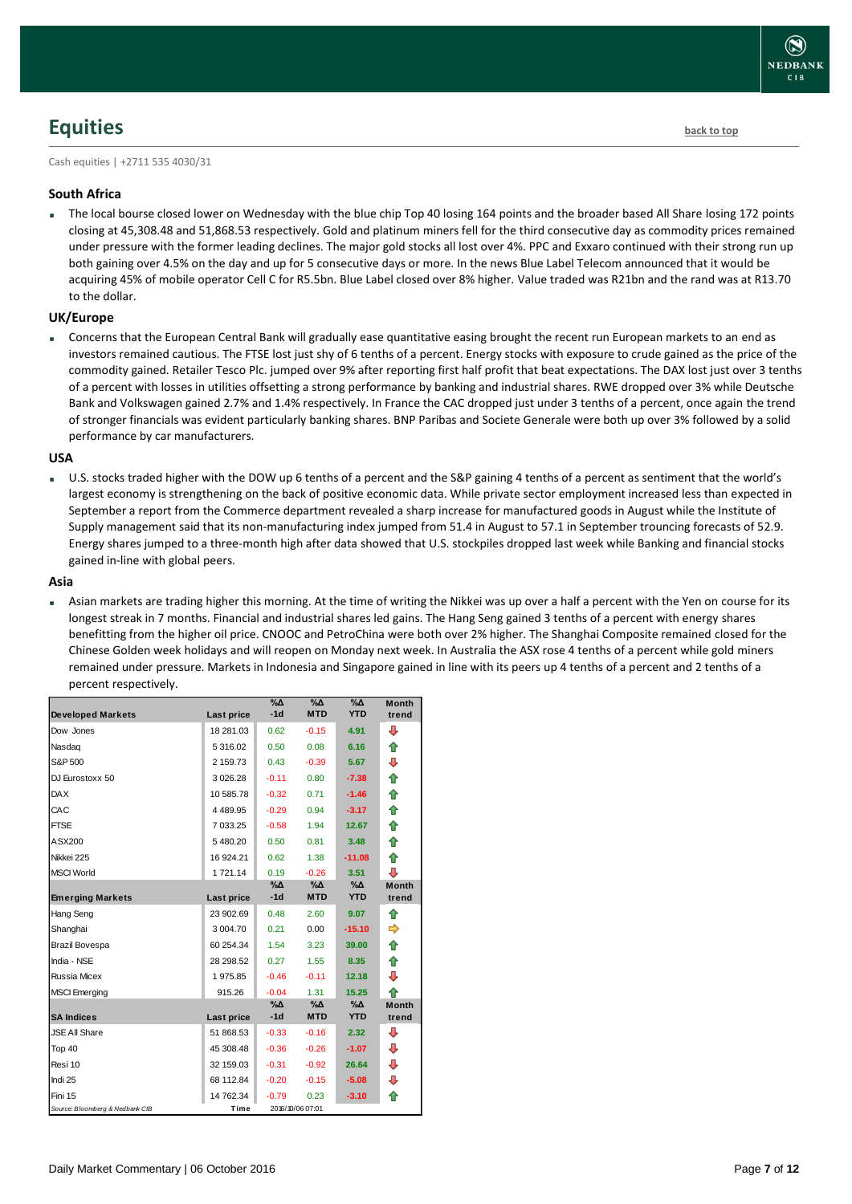# Equities

back to top

Cash equities | +2711 535 4030/31

### South Africa

- The local bourse closed lower on Wednesday with the blue chip Top 40 losing 164 points and the broader based All Share losing 172 points closing at 45,308.48 and 51,868.53 respectively. Gold and platinum miners fell for the third consecutive day as commodity prices remained under pressure with the former leading declines. The major gold stocks all lost over 4%. PPC and Exxaro continued with their strong run up both gaining over 4.5% on the day and up for 5 consecutive days or more. In the news Blue Label Telecom announced that it would be acquiring 45% of mobile operator Cell C for R5.5bn. Blue Label closed over 8% higher. Value traded was R21bn and the rand was at R13.70 to the dollar.

### UK/Europe

- Concerns that the European Central Bank will gradually ease quantitative easing brought the recent run European markets to an end as investors remained cautious. The FTSE lost just shy of 6 tenths of a percent. Energy stocks with exposure to crude gained as the price of the commodity gained. Retailer Tesco Plc. jumped over 9% after reporting first half profit that beat expectations. The DAX lost just over 3 tenths of a percent with losses in utilities offsetting a strong performance by banking and industrial shares. RWE dropped over 3% while Deutsche Bank and Volkswagen gained 2.7% and 1.4% respectively. In France the CAC dropped just under 3 tenths of a percent, once again the trend of stronger financials was evident particularly banking shares. BNP Paribas and Societe Generale were both up over 3% followed by a solid performance by car manufacturers.

### USA

- U.S. stocks traded higher with the DOW up 6 tenths of a percent and the S&P gaining 4 tenths of a percent as sentiment that the world's largest economy is strengthening on the back of positive economic data. While private sector employment increased less than expected in September a report from the Commerce department revealed a sharp increase for manufactured goods in August while the Institute of Supply management said that its non-manufacturing index jumped from 51.4 in August to 57.1 in September trouncing forecasts of 52.9. Energy shares jumped to a three-month high after data showed that U.S. stockpiles dropped last week while Banking and financial stocks gained in-line with global peers.

### Asia

- Asian markets are trading higher this morning. At the time of writing the Nikkei was up over a half a percent with the Yen on course for its longest streak in 7 months. Financial and industrial shares led gains. The Hang Seng gained 3 tenths of a percent with energy shares benefitting from the higher oil price. CNOOC and PetroChina were both over 2% higher. The Shanghai Composite remained closed for the Chinese Golden week holidays and will reopen on Monday next week. In Australia the ASX rose 4 tenths of a percent while gold miners remained under pressure. Markets in Indonesia and Singapore gained in line with its peers up 4 tenths of a percent and 2 tenths of a percent respectively.

| Developed Markets | Last price | %Δ -1d | %Δ MTD | %Δ YTD | Month trend |
|---|---|---|---|---|---|
| Dow Jones | 18 281.03 | 0.62 | -0.15 | 4.91 | ⇩ |
| Nasdaq | 5 316.02 | 0.50 | 0.08 | 6.16 | ⇧ |
| S&P 500 | 2 159.73 | 0.43 | -0.39 | 5.67 | ⇩ |
| DJ Eurostoxx 50 | 3 026.28 | -0.11 | 0.80 | -7.38 | ⇧ |
| DAX | 10 585.78 | -0.32 | 0.71 | -1.46 | ⇧ |
| CAC | 4 489.95 | -0.29 | 0.94 | -3.17 | ⇧ |
| FTSE | 7 033.25 | -0.58 | 1.94 | 12.67 | ⇧ |
| ASX200 | 5 480.20 | 0.50 | 0.81 | 3.48 | ⇧ |
| Nikkei 225 | 16 924.21 | 0.62 | 1.38 | -11.08 | ⇧ |
| MSCI World | 1 721.14 | 0.19 | -0.26 | 3.51 | ⇩ |
| **Emerging Markets** | **Last price** | **%Δ -1d** | **%Δ MTD** | **%Δ YTD** | **Month trend** |
| Hang Seng | 23 902.69 | 0.48 | 2.60 | 9.07 | ⇧ |
| Shanghai | 3 004.70 | 0.21 | 0.00 | -15.10 | ⇨ |
| Brazil Bovespa | 60 254.34 | 1.54 | 3.23 | 39.00 | ⇧ |
| India - NSE | 28 298.52 | 0.27 | 1.55 | 8.35 | ⇧ |
| Russia Micex | 1 975.85 | -0.46 | -0.11 | 12.18 | ⇩ |
| MSCI Emerging | 915.26 | -0.04 | 1.31 | 15.25 | ⇧ |
| **SA Indices** | **Last price** | **%Δ -1d** | **%Δ MTD** | **%Δ YTD** | **Month trend** |
| JSE All Share | 51 868.53 | -0.33 | -0.16 | 2.32 | ⇩ |
| Top 40 | 45 308.48 | -0.36 | -0.26 | -1.07 | ⇩ |
| Resi 10 | 32 159.03 | -0.31 | -0.92 | 26.64 | ⇩ |
| Indi 25 | 68 112.84 | -0.20 | -0.15 | -5.08 | ⇩ |
| Fini 15 | 14 762.34 | -0.79 | 0.23 | -3.10 | ⇧ |
| Source: Bloomberg & Nedbank CIB | Time | 2016/10/06 07:01 | | | |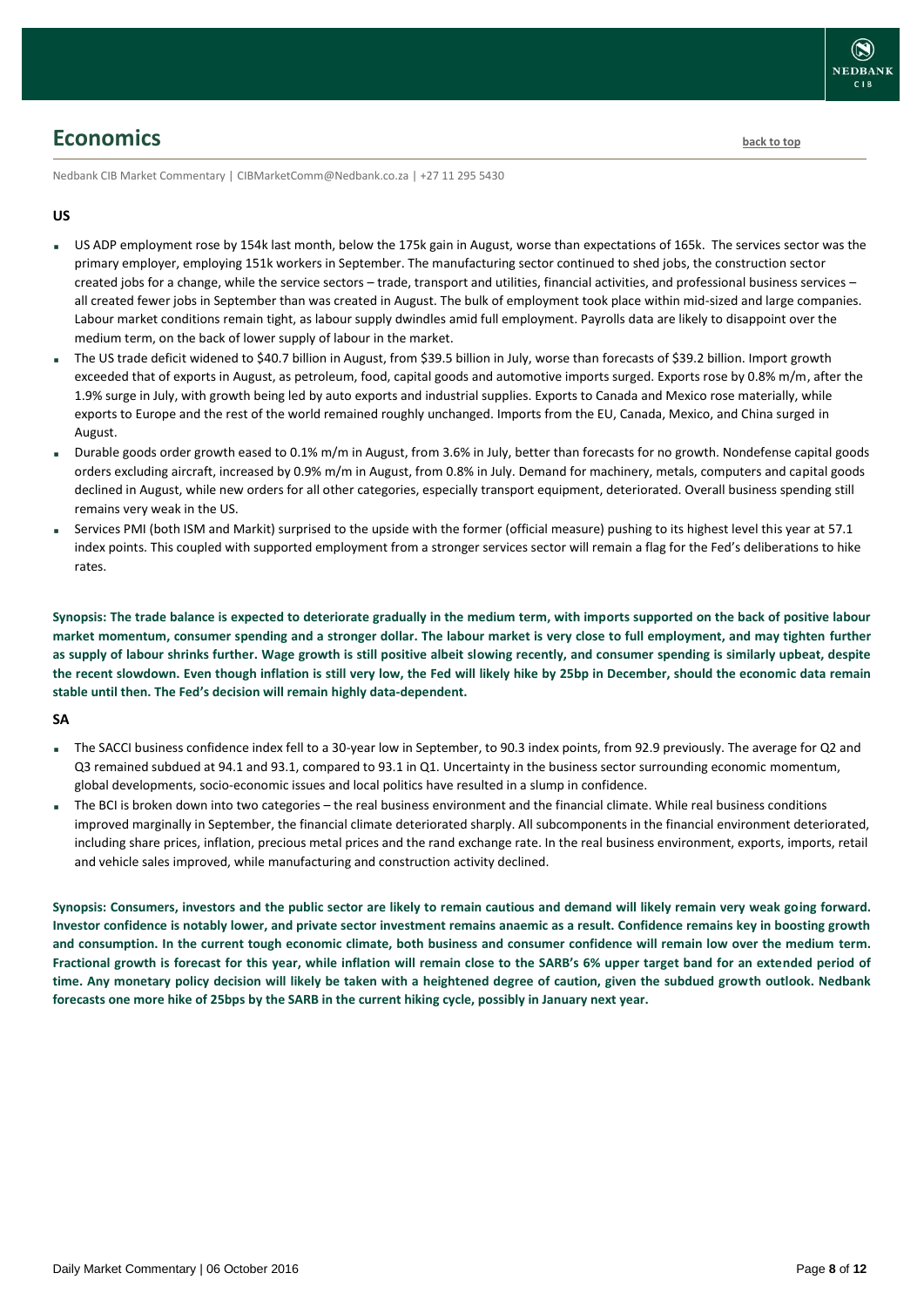## Economics

back to top

Nedbank CIB Market Commentary | CIBMarketComm@Nedbank.co.za | +27 11 295 5430

### US

- US ADP employment rose by 154k last month, below the 175k gain in August, worse than expectations of 165k. The services sector was the primary employer, employing 151k workers in September. The manufacturing sector continued to shed jobs, the construction sector created jobs for a change, while the service sectors – trade, transport and utilities, financial activities, and professional business services – all created fewer jobs in September than was created in August. The bulk of employment took place within mid-sized and large companies. Labour market conditions remain tight, as labour supply dwindles amid full employment. Payrolls data are likely to disappoint over the medium term, on the back of lower supply of labour in the market.
- The US trade deficit widened to $40.7 billion in August, from $39.5 billion in July, worse than forecasts of $39.2 billion. Import growth exceeded that of exports in August, as petroleum, food, capital goods and automotive imports surged. Exports rose by 0.8% m/m, after the 1.9% surge in July, with growth being led by auto exports and industrial supplies. Exports to Canada and Mexico rose materially, while exports to Europe and the rest of the world remained roughly unchanged. Imports from the EU, Canada, Mexico, and China surged in August.
- Durable goods order growth eased to 0.1% m/m in August, from 3.6% in July, better than forecasts for no growth. Nondefense capital goods orders excluding aircraft, increased by 0.9% m/m in August, from 0.8% in July. Demand for machinery, metals, computers and capital goods declined in August, while new orders for all other categories, especially transport equipment, deteriorated. Overall business spending still remains very weak in the US.
- Services PMI (both ISM and Markit) surprised to the upside with the former (official measure) pushing to its highest level this year at 57.1 index points. This coupled with supported employment from a stronger services sector will remain a flag for the Fed's deliberations to hike rates.

**Synopsis: The trade balance is expected to deteriorate gradually in the medium term, with imports supported on the back of positive labour market momentum, consumer spending and a stronger dollar. The labour market is very close to full employment, and may tighten further as supply of labour shrinks further. Wage growth is still positive albeit slowing recently, and consumer spending is similarly upbeat, despite the recent slowdown. Even though inflation is still very low, the Fed will likely hike by 25bp in December, should the economic data remain stable until then. The Fed's decision will remain highly data-dependent.**

### SA

- The SACCI business confidence index fell to a 30-year low in September, to 90.3 index points, from 92.9 previously. The average for Q2 and Q3 remained subdued at 94.1 and 93.1, compared to 93.1 in Q1. Uncertainty in the business sector surrounding economic momentum, global developments, socio-economic issues and local politics have resulted in a slump in confidence.
- The BCI is broken down into two categories – the real business environment and the financial climate. While real business conditions improved marginally in September, the financial climate deteriorated sharply. All subcomponents in the financial environment deteriorated, including share prices, inflation, precious metal prices and the rand exchange rate. In the real business environment, exports, imports, retail and vehicle sales improved, while manufacturing and construction activity declined.

**Synopsis: Consumers, investors and the public sector are likely to remain cautious and demand will likely remain very weak going forward. Investor confidence is notably lower, and private sector investment remains anaemic as a result. Confidence remains key in boosting growth and consumption. In the current tough economic climate, both business and consumer confidence will remain low over the medium term. Fractional growth is forecast for this year, while inflation will remain close to the SARB's 6% upper target band for an extended period of time. Any monetary policy decision will likely be taken with a heightened degree of caution, given the subdued growth outlook. Nedbank forecasts one more hike of 25bps by the SARB in the current hiking cycle, possibly in January next year.**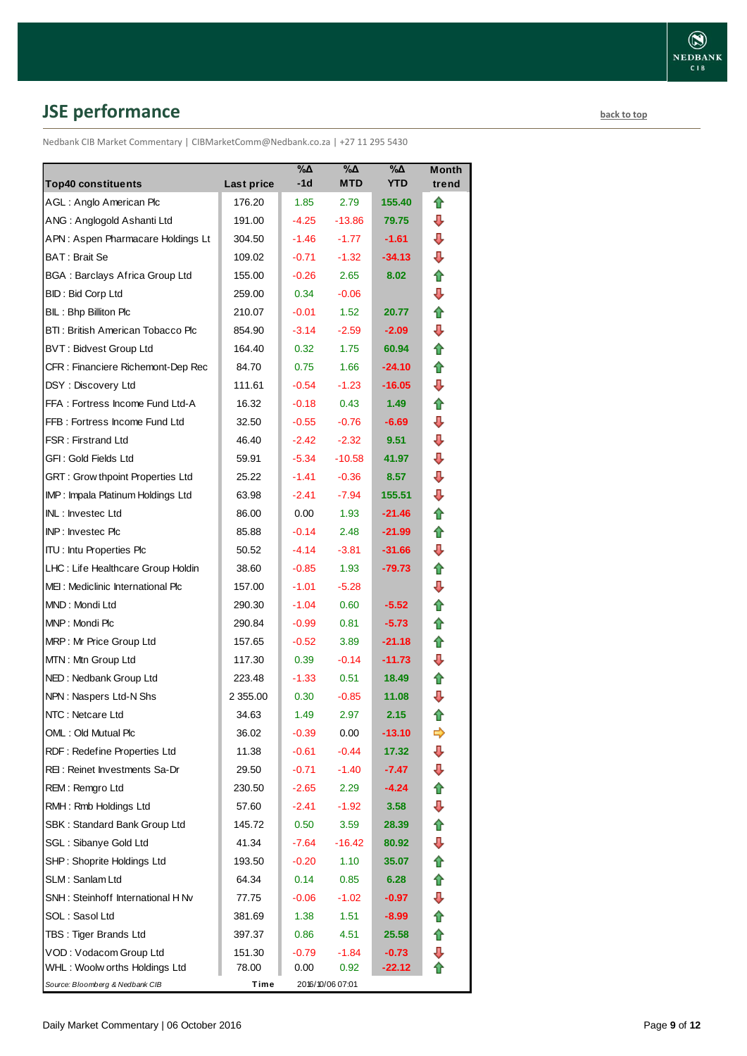## JSE performance

back to top

Nedbank CIB Market Commentary | CIBMarketComm@Nedbank.co.za | +27 11 295 5430

| Top40 constituents | Last price | %Δ -1d | %Δ MTD | %Δ YTD | Month trend |
|---|---|---|---|---|---|
| AGL : Anglo American Plc | 176.20 | 1.85 | 2.79 | 155.40 | ⇧ |
| ANG : Anglogold Ashanti Ltd | 191.00 | -4.25 | -13.86 | 79.75 | ⇩ |
| APN : Aspen Pharmacare Holdings Lt | 304.50 | -1.46 | -1.77 | -1.61 | ⇩ |
| BAT : Brait Se | 109.02 | -0.71 | -1.32 | -34.13 | ⇩ |
| BGA : Barclays Africa Group Ltd | 155.00 | -0.26 | 2.65 | 8.02 | ⇧ |
| BID : Bid Corp Ltd | 259.00 | 0.34 | -0.06 | | ⇩ |
| BIL : Bhp Billiton Plc | 210.07 | -0.01 | 1.52 | 20.77 | ⇧ |
| BTI : British American Tobacco Plc | 854.90 | -3.14 | -2.59 | -2.09 | ⇩ |
| BVT : Bidvest Group Ltd | 164.40 | 0.32 | 1.75 | 60.94 | ⇧ |
| CFR : Financiere Richemont-Dep Rec | 84.70 | 0.75 | 1.66 | -24.10 | ⇧ |
| DSY : Discovery Ltd | 111.61 | -0.54 | -1.23 | -16.05 | ⇩ |
| FFA : Fortress Income Fund Ltd-A | 16.32 | -0.18 | 0.43 | 1.49 | ⇧ |
| FFB : Fortress Income Fund Ltd | 32.50 | -0.55 | -0.76 | -6.69 | ⇩ |
| FSR : Firstrand Ltd | 46.40 | -2.42 | -2.32 | 9.51 | ⇩ |
| GFI : Gold Fields Ltd | 59.91 | -5.34 | -10.58 | 41.97 | ⇩ |
| GRT : Growthpoint Properties Ltd | 25.22 | -1.41 | -0.36 | 8.57 | ⇩ |
| IMP : Impala Platinum Holdings Ltd | 63.98 | -2.41 | -7.94 | 155.51 | ⇩ |
| INL : Investec Ltd | 86.00 | 0.00 | 1.93 | -21.46 | ⇧ |
| INP : Investec Plc | 85.88 | -0.14 | 2.48 | -21.99 | ⇧ |
| ITU : Intu Properties Plc | 50.52 | -4.14 | -3.81 | -31.66 | ⇩ |
| LHC : Life Healthcare Group Holdin | 38.60 | -0.85 | 1.93 | -79.73 | ⇧ |
| MEI : Mediclinic International Plc | 157.00 | -1.01 | -5.28 | | ⇩ |
| MND : Mondi Ltd | 290.30 | -1.04 | 0.60 | -5.52 | ⇧ |
| MNP : Mondi Plc | 290.84 | -0.99 | 0.81 | -5.73 | ⇧ |
| MRP : Mr Price Group Ltd | 157.65 | -0.52 | 3.89 | -21.18 | ⇧ |
| MTN : Mtn Group Ltd | 117.30 | 0.39 | -0.14 | -11.73 | ⇩ |
| NED : Nedbank Group Ltd | 223.48 | -1.33 | 0.51 | 18.49 | ⇧ |
| NPN : Naspers Ltd-N Shs | 2 355.00 | 0.30 | -0.85 | 11.08 | ⇩ |
| NTC : Netcare Ltd | 34.63 | 1.49 | 2.97 | 2.15 | ⇧ |
| OML : Old Mutual Plc | 36.02 | -0.39 | 0.00 | -13.10 | ⇨ |
| RDF : Redefine Properties Ltd | 11.38 | -0.61 | -0.44 | 17.32 | ⇩ |
| REI : Reinet Investments Sa-Dr | 29.50 | -0.71 | -1.40 | -7.47 | ⇩ |
| REM : Remgro Ltd | 230.50 | -2.65 | 2.29 | -4.24 | ⇧ |
| RMH : Rmb Holdings Ltd | 57.60 | -2.41 | -1.92 | 3.58 | ⇩ |
| SBK : Standard Bank Group Ltd | 145.72 | 0.50 | 3.59 | 28.39 | ⇧ |
| SGL : Sibanye Gold Ltd | 41.34 | -7.64 | -16.42 | 80.92 | ⇩ |
| SHP : Shoprite Holdings Ltd | 193.50 | -0.20 | 1.10 | 35.07 | ⇧ |
| SLM : Sanlam Ltd | 64.34 | 0.14 | 0.85 | 6.28 | ⇧ |
| SNH : Steinhoff International H Nv | 77.75 | -0.06 | -1.02 | -0.97 | ⇩ |
| SOL : Sasol Ltd | 381.69 | 1.38 | 1.51 | -8.99 | ⇧ |
| TBS : Tiger Brands Ltd | 397.37 | 0.86 | 4.51 | 25.58 | ⇧ |
| VOD : Vodacom Group Ltd | 151.30 | -0.79 | -1.84 | -0.73 | ⇩ |
| WHL : Woolworths Holdings Ltd | 78.00 | 0.00 | 0.92 | -22.12 | ⇧ |

*Source: Bloomberg & Nedbank CIB* | **Time** 2016/10/06 07:01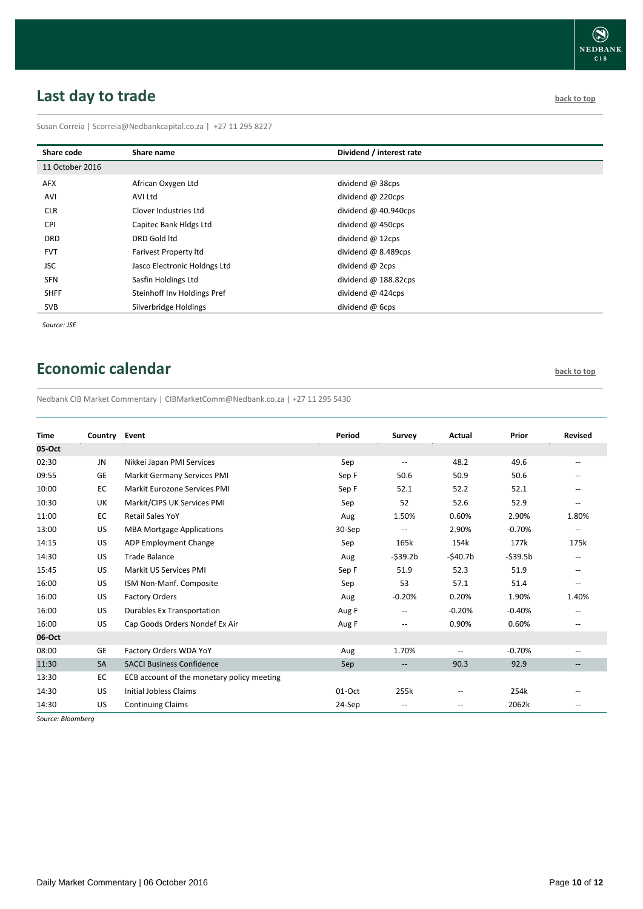## Last day to trade

back to top

Susan Correia | Scorreia@Nedbankcapital.co.za | +27 11 295 8227

| Share code | Share name | Dividend / interest rate |
|---|---|---|
| 11 October 2016 | | |
| AFX | African Oxygen Ltd | dividend @ 38cps |
| AVI | AVI Ltd | dividend @ 220cps |
| CLR | Clover Industries Ltd | dividend @ 40.940cps |
| CPI | Capitec Bank Hldgs Ltd | dividend @ 450cps |
| DRD | DRD Gold ltd | dividend @ 12cps |
| FVT | Farivest Property ltd | dividend @ 8.489cps |
| JSC | Jasco Electronic Holdngs Ltd | dividend @ 2cps |
| SFN | Sasfin Holdings Ltd | dividend @ 188.82cps |
| SHFF | Steinhoff Inv Holdings Pref | dividend @ 424cps |
| SVB | Silverbridge Holdings | dividend @ 6cps |

*Source: JSE*

## Economic calendar

back to top

Nedbank CIB Market Commentary | CIBMarketComm@Nedbank.co.za | +27 11 295 5430

| Time | Country | Event | Period | Survey | Actual | Prior | Revised |
|---|---|---|---|---|---|---|---|
| **05-Oct** | | | | | | | |
| 02:30 | JN | Nikkei Japan PMI Services | Sep | -- | 48.2 | 49.6 | -- |
| 09:55 | GE | Markit Germany Services PMI | Sep F | 50.6 | 50.9 | 50.6 | -- |
| 10:00 | EC | Markit Eurozone Services PMI | Sep F | 52.1 | 52.2 | 52.1 | -- |
| 10:30 | UK | Markit/CIPS UK Services PMI | Sep | 52 | 52.6 | 52.9 | -- |
| 11:00 | EC | Retail Sales YoY | Aug | 1.50% | 0.60% | 2.90% | 1.80% |
| 13:00 | US | MBA Mortgage Applications | 30-Sep | -- | 2.90% | -0.70% | -- |
| 14:15 | US | ADP Employment Change | Sep | 165k | 154k | 177k | 175k |
| 14:30 | US | Trade Balance | Aug | -$39.2b | -$40.7b | -$39.5b | -- |
| 15:45 | US | Markit US Services PMI | Sep F | 51.9 | 52.3 | 51.9 | -- |
| 16:00 | US | ISM Non-Manf. Composite | Sep | 53 | 57.1 | 51.4 | -- |
| 16:00 | US | Factory Orders | Aug | -0.20% | 0.20% | 1.90% | 1.40% |
| 16:00 | US | Durables Ex Transportation | Aug F | -- | -0.20% | -0.40% | -- |
| 16:00 | US | Cap Goods Orders Nondef Ex Air | Aug F | -- | 0.90% | 0.60% | -- |
| **06-Oct** | | | | | | | |
| 08:00 | GE | Factory Orders WDA YoY | Aug | 1.70% | -- | -0.70% | -- |
| 11:30 | SA | SACCI Business Confidence | Sep | -- | 90.3 | 92.9 | -- |
| 13:30 | EC | ECB account of the monetary policy meeting | | | | | |
| 14:30 | US | Initial Jobless Claims | 01-Oct | 255k | -- | 254k | -- |
| 14:30 | US | Continuing Claims | 24-Sep | -- | -- | 2062k | -- |

*Source: Bloomberg*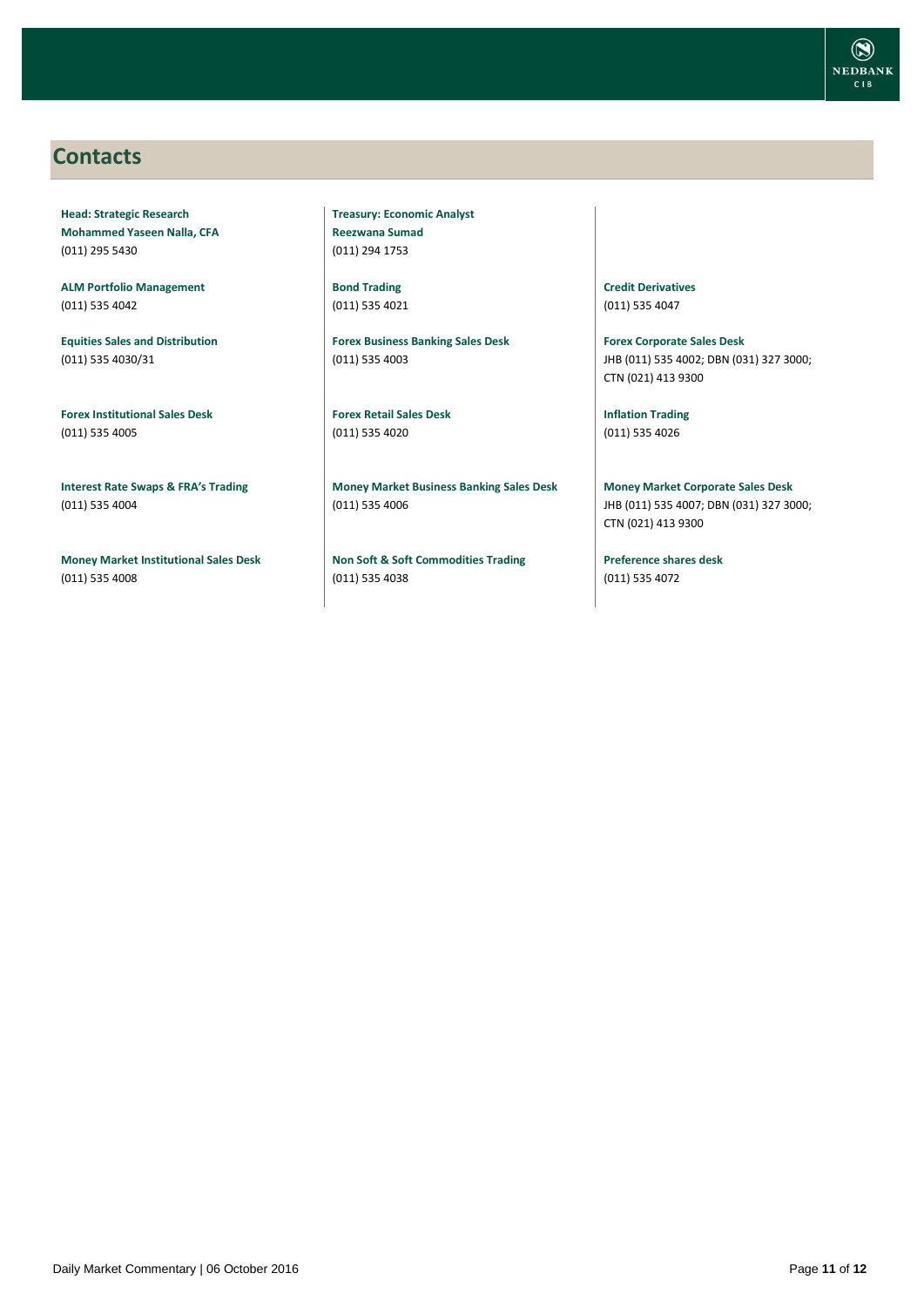## Contacts

**Head: Strategic Research**
**Mohammed Yaseen Nalla, CFA**
(011) 295 5430

**ALM Portfolio Management**
(011) 535 4042

**Equities Sales and Distribution**
(011) 535 4030/31

**Forex Institutional Sales Desk**
(011) 535 4005

**Interest Rate Swaps & FRA's Trading**
(011) 535 4004

**Money Market Institutional Sales Desk**
(011) 535 4008

**Treasury: Economic Analyst**
**Reezwana Sumad**
(011) 294 1753

**Bond Trading**
(011) 535 4021

**Forex Business Banking Sales Desk**
(011) 535 4003

**Forex Retail Sales Desk**
(011) 535 4020

**Money Market Business Banking Sales Desk**
(011) 535 4006

**Non Soft & Soft Commodities Trading**
(011) 535 4038

**Credit Derivatives**
(011) 535 4047

**Forex Corporate Sales Desk**
JHB (011) 535 4002; DBN (031) 327 3000; CTN (021) 413 9300

**Inflation Trading**
(011) 535 4026

**Money Market Corporate Sales Desk**
JHB (011) 535 4007; DBN (031) 327 3000; CTN (021) 413 9300

**Preference shares desk**
(011) 535 4072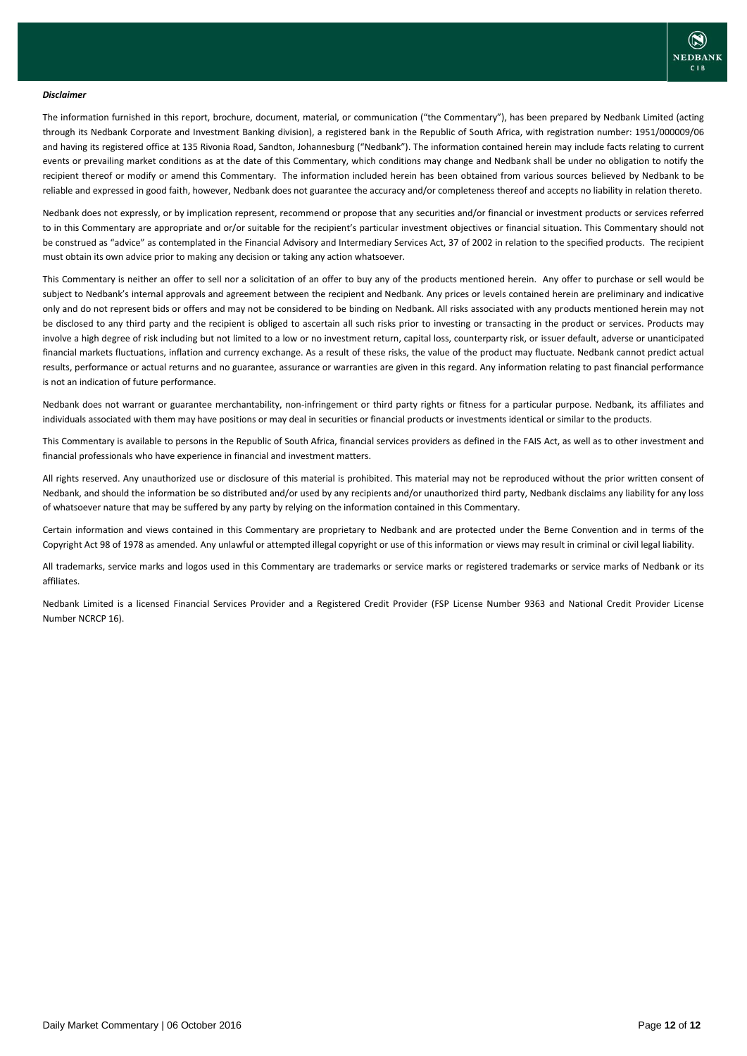***Disclaimer***

The information furnished in this report, brochure, document, material, or communication ("the Commentary"), has been prepared by Nedbank Limited (acting through its Nedbank Corporate and Investment Banking division), a registered bank in the Republic of South Africa, with registration number: 1951/000009/06 and having its registered office at 135 Rivonia Road, Sandton, Johannesburg ("Nedbank"). The information contained herein may include facts relating to current events or prevailing market conditions as at the date of this Commentary, which conditions may change and Nedbank shall be under no obligation to notify the recipient thereof or modify or amend this Commentary. The information included herein has been obtained from various sources believed by Nedbank to be reliable and expressed in good faith, however, Nedbank does not guarantee the accuracy and/or completeness thereof and accepts no liability in relation thereto.

Nedbank does not expressly, or by implication represent, recommend or propose that any securities and/or financial or investment products or services referred to in this Commentary are appropriate and or/or suitable for the recipient's particular investment objectives or financial situation. This Commentary should not be construed as "advice" as contemplated in the Financial Advisory and Intermediary Services Act, 37 of 2002 in relation to the specified products. The recipient must obtain its own advice prior to making any decision or taking any action whatsoever.

This Commentary is neither an offer to sell nor a solicitation of an offer to buy any of the products mentioned herein. Any offer to purchase or sell would be subject to Nedbank's internal approvals and agreement between the recipient and Nedbank. Any prices or levels contained herein are preliminary and indicative only and do not represent bids or offers and may not be considered to be binding on Nedbank. All risks associated with any products mentioned herein may not be disclosed to any third party and the recipient is obliged to ascertain all such risks prior to investing or transacting in the product or services. Products may involve a high degree of risk including but not limited to a low or no investment return, capital loss, counterparty risk, or issuer default, adverse or unanticipated financial markets fluctuations, inflation and currency exchange. As a result of these risks, the value of the product may fluctuate. Nedbank cannot predict actual results, performance or actual returns and no guarantee, assurance or warranties are given in this regard. Any information relating to past financial performance is not an indication of future performance.

Nedbank does not warrant or guarantee merchantability, non-infringement or third party rights or fitness for a particular purpose. Nedbank, its affiliates and individuals associated with them may have positions or may deal in securities or financial products or investments identical or similar to the products.

This Commentary is available to persons in the Republic of South Africa, financial services providers as defined in the FAIS Act, as well as to other investment and financial professionals who have experience in financial and investment matters.

All rights reserved. Any unauthorized use or disclosure of this material is prohibited. This material may not be reproduced without the prior written consent of Nedbank, and should the information be so distributed and/or used by any recipients and/or unauthorized third party, Nedbank disclaims any liability for any loss of whatsoever nature that may be suffered by any party by relying on the information contained in this Commentary.

Certain information and views contained in this Commentary are proprietary to Nedbank and are protected under the Berne Convention and in terms of the Copyright Act 98 of 1978 as amended. Any unlawful or attempted illegal copyright or use of this information or views may result in criminal or civil legal liability.

All trademarks, service marks and logos used in this Commentary are trademarks or service marks or registered trademarks or service marks of Nedbank or its affiliates.

Nedbank Limited is a licensed Financial Services Provider and a Registered Credit Provider (FSP License Number 9363 and National Credit Provider License Number NCRCP 16).